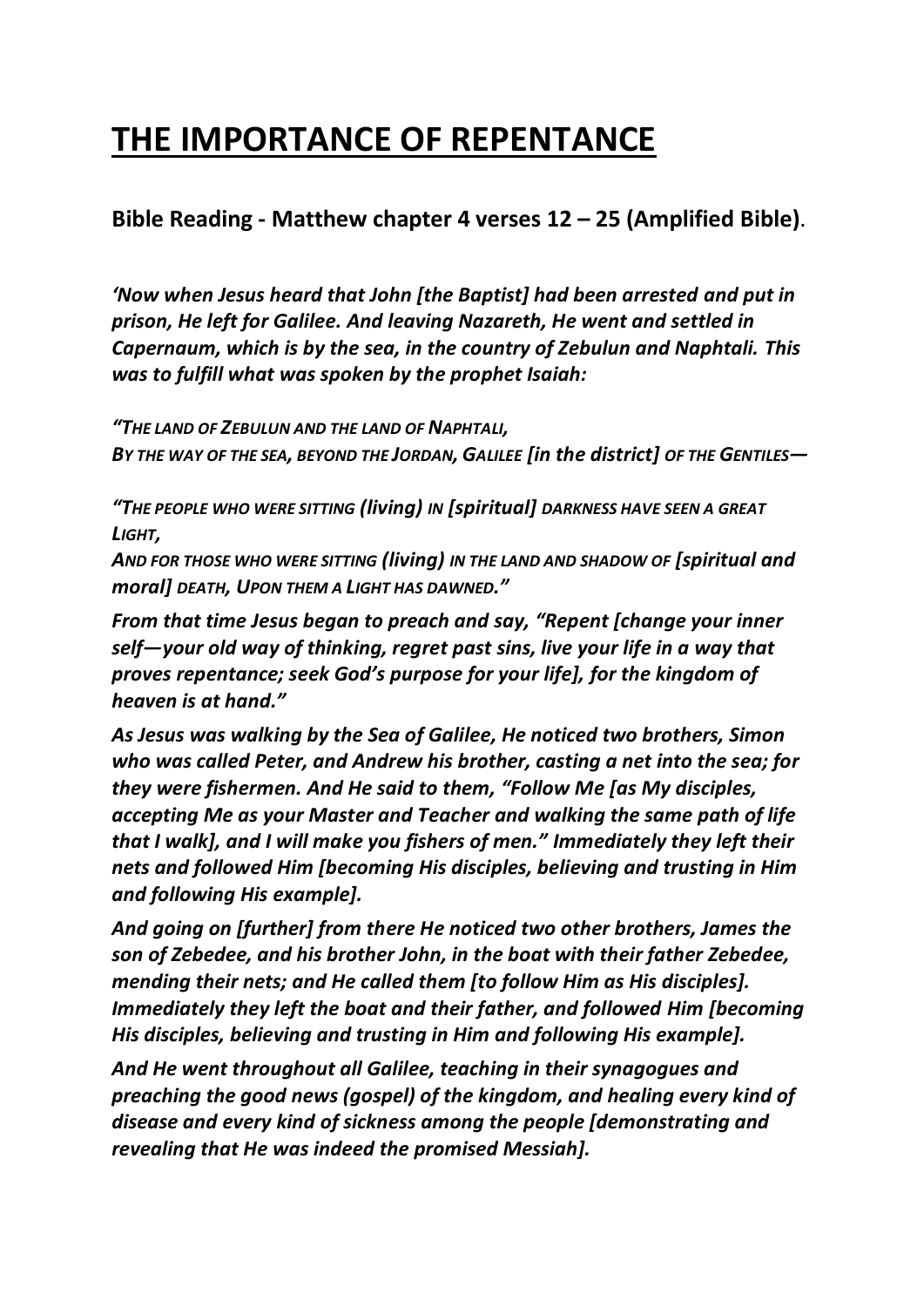# THE IMPORTANCE OF REPENTANCE

**Bible Reading - Matthew chapter 4 verses 12 – 25 (Amplified Bible)**.

***'Now when Jesus heard that John [the Baptist] had been arrested and put in prison, He left for Galilee. And leaving Nazareth, He went and settled in Capernaum, which is by the sea, in the country of Zebulun and Naphtali. This was to fulfill what was spoken by the prophet Isaiah:***

***"THE LAND OF ZEBULUN AND THE LAND OF NAPHTALI,***
***BY THE WAY OF THE SEA, BEYOND THE JORDAN, GALILEE [in the district] OF THE GENTILES—***

***"THE PEOPLE WHO WERE SITTING (living) IN [spiritual] DARKNESS HAVE SEEN A GREAT LIGHT,***
***AND FOR THOSE WHO WERE SITTING (living) IN THE LAND AND SHADOW OF [spiritual and moral] DEATH, UPON THEM A LIGHT HAS DAWNED."***

***From that time Jesus began to preach and say, "Repent [change your inner self—your old way of thinking, regret past sins, live your life in a way that proves repentance; seek God's purpose for your life], for the kingdom of heaven is at hand."***

***As Jesus was walking by the Sea of Galilee, He noticed two brothers, Simon who was called Peter, and Andrew his brother, casting a net into the sea; for they were fishermen. And He said to them, "Follow Me [as My disciples, accepting Me as your Master and Teacher and walking the same path of life that I walk], and I will make you fishers of men." Immediately they left their nets and followed Him [becoming His disciples, believing and trusting in Him and following His example].***

***And going on [further] from there He noticed two other brothers, James the son of Zebedee, and his brother John, in the boat with their father Zebedee, mending their nets; and He called them [to follow Him as His disciples]. Immediately they left the boat and their father, and followed Him [becoming His disciples, believing and trusting in Him and following His example].***

***And He went throughout all Galilee, teaching in their synagogues and preaching the good news (gospel) of the kingdom, and healing every kind of disease and every kind of sickness among the people [demonstrating and revealing that He was indeed the promised Messiah].***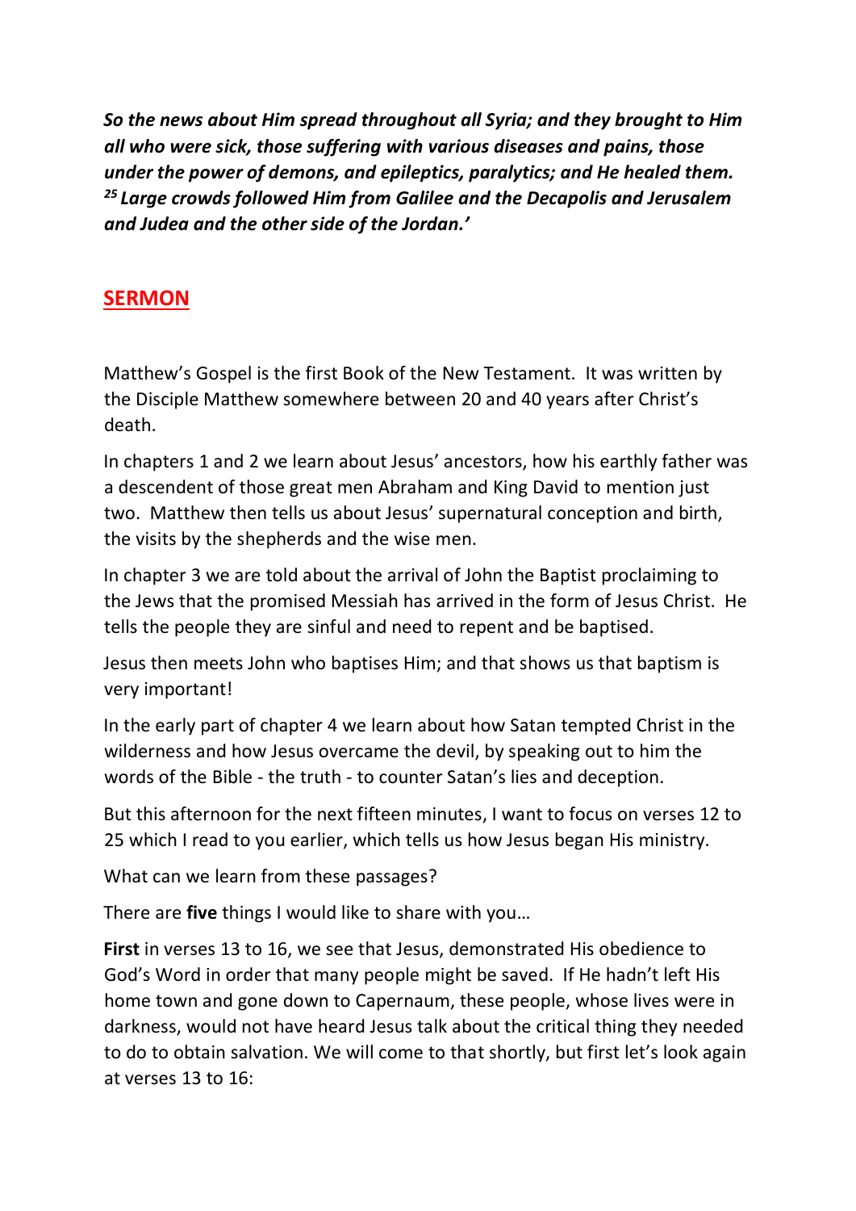***So the news about Him spread throughout all Syria; and they brought to Him all who were sick, those suffering with various diseases and pains, those under the power of demons, and epileptics, paralytics; and He healed them. 25 Large crowds followed Him from Galilee and the Decapolis and Jerusalem and Judea and the other side of the Jordan.'***

## SERMON

Matthew's Gospel is the first Book of the New Testament. It was written by the Disciple Matthew somewhere between 20 and 40 years after Christ's death.

In chapters 1 and 2 we learn about Jesus' ancestors, how his earthly father was a descendent of those great men Abraham and King David to mention just two. Matthew then tells us about Jesus' supernatural conception and birth, the visits by the shepherds and the wise men.

In chapter 3 we are told about the arrival of John the Baptist proclaiming to the Jews that the promised Messiah has arrived in the form of Jesus Christ. He tells the people they are sinful and need to repent and be baptised.

Jesus then meets John who baptises Him; and that shows us that baptism is very important!

In the early part of chapter 4 we learn about how Satan tempted Christ in the wilderness and how Jesus overcame the devil, by speaking out to him the words of the Bible - the truth - to counter Satan's lies and deception.

But this afternoon for the next fifteen minutes, I want to focus on verses 12 to 25 which I read to you earlier, which tells us how Jesus began His ministry.

What can we learn from these passages?

There are **five** things I would like to share with you…

**First** in verses 13 to 16, we see that Jesus, demonstrated His obedience to God's Word in order that many people might be saved. If He hadn't left His home town and gone down to Capernaum, these people, whose lives were in darkness, would not have heard Jesus talk about the critical thing they needed to do to obtain salvation. We will come to that shortly, but first let's look again at verses 13 to 16: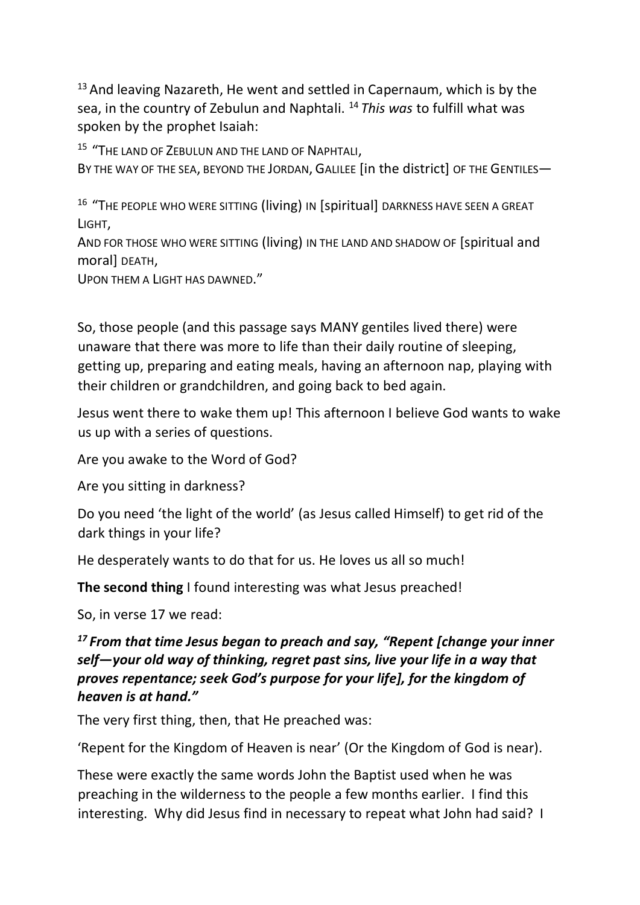[13] And leaving Nazareth, He went and settled in Capernaum, which is by the sea, in the country of Zebulun and Naphtali. [14] *This was* to fulfill what was spoken by the prophet Isaiah:

[15] "THE LAND OF ZEBULUN AND THE LAND OF NAPHTALI,
BY THE WAY OF THE SEA, BEYOND THE JORDAN, GALILEE [in the district] OF THE GENTILES—

[16] "THE PEOPLE WHO WERE SITTING (living) IN [spiritual] DARKNESS HAVE SEEN A GREAT LIGHT,
AND FOR THOSE WHO WERE SITTING (living) IN THE LAND AND SHADOW OF [spiritual and moral] DEATH,
UPON THEM A LIGHT HAS DAWNED."

So, those people (and this passage says MANY gentiles lived there) were unaware that there was more to life than their daily routine of sleeping, getting up, preparing and eating meals, having an afternoon nap, playing with their children or grandchildren, and going back to bed again.

Jesus went there to wake them up! This afternoon I believe God wants to wake us up with a series of questions.

Are you awake to the Word of God?

Are you sitting in darkness?

Do you need 'the light of the world' (as Jesus called Himself) to get rid of the dark things in your life?

He desperately wants to do that for us. He loves us all so much!

**The second thing** I found interesting was what Jesus preached!

So, in verse 17 we read:

***[17] From that time Jesus began to preach and say, "Repent [change your inner self—your old way of thinking, regret past sins, live your life in a way that proves repentance; seek God's purpose for your life], for the kingdom of heaven is at hand."***

The very first thing, then, that He preached was:

'Repent for the Kingdom of Heaven is near' (Or the Kingdom of God is near).

These were exactly the same words John the Baptist used when he was preaching in the wilderness to the people a few months earlier. I find this interesting. Why did Jesus find in necessary to repeat what John had said? I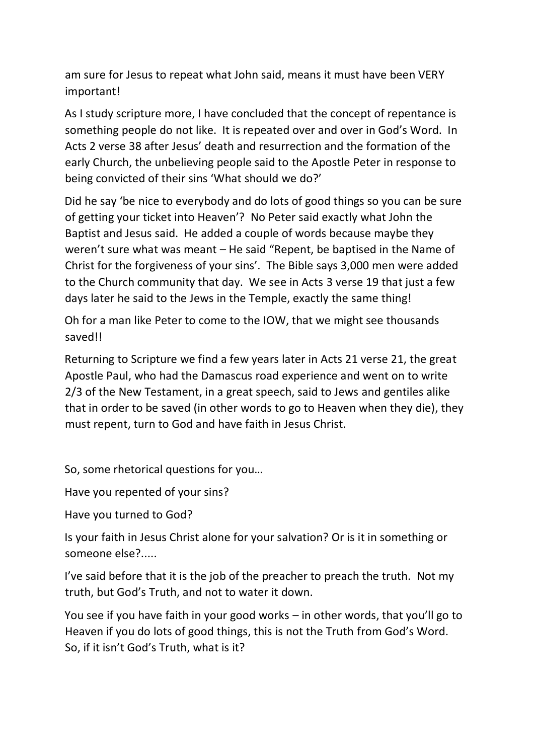am sure for Jesus to repeat what John said, means it must have been VERY important!

As I study scripture more, I have concluded that the concept of repentance is something people do not like. It is repeated over and over in God's Word. In Acts 2 verse 38 after Jesus' death and resurrection and the formation of the early Church, the unbelieving people said to the Apostle Peter in response to being convicted of their sins 'What should we do?'

Did he say 'be nice to everybody and do lots of good things so you can be sure of getting your ticket into Heaven'? No Peter said exactly what John the Baptist and Jesus said. He added a couple of words because maybe they weren't sure what was meant – He said "Repent, be baptised in the Name of Christ for the forgiveness of your sins'. The Bible says 3,000 men were added to the Church community that day. We see in Acts 3 verse 19 that just a few days later he said to the Jews in the Temple, exactly the same thing!

Oh for a man like Peter to come to the IOW, that we might see thousands saved!!

Returning to Scripture we find a few years later in Acts 21 verse 21, the great Apostle Paul, who had the Damascus road experience and went on to write 2/3 of the New Testament, in a great speech, said to Jews and gentiles alike that in order to be saved (in other words to go to Heaven when they die), they must repent, turn to God and have faith in Jesus Christ.

So, some rhetorical questions for you…

Have you repented of your sins?

Have you turned to God?

Is your faith in Jesus Christ alone for your salvation? Or is it in something or someone else?.....

I've said before that it is the job of the preacher to preach the truth. Not my truth, but God's Truth, and not to water it down.

You see if you have faith in your good works – in other words, that you'll go to Heaven if you do lots of good things, this is not the Truth from God's Word. So, if it isn't God's Truth, what is it?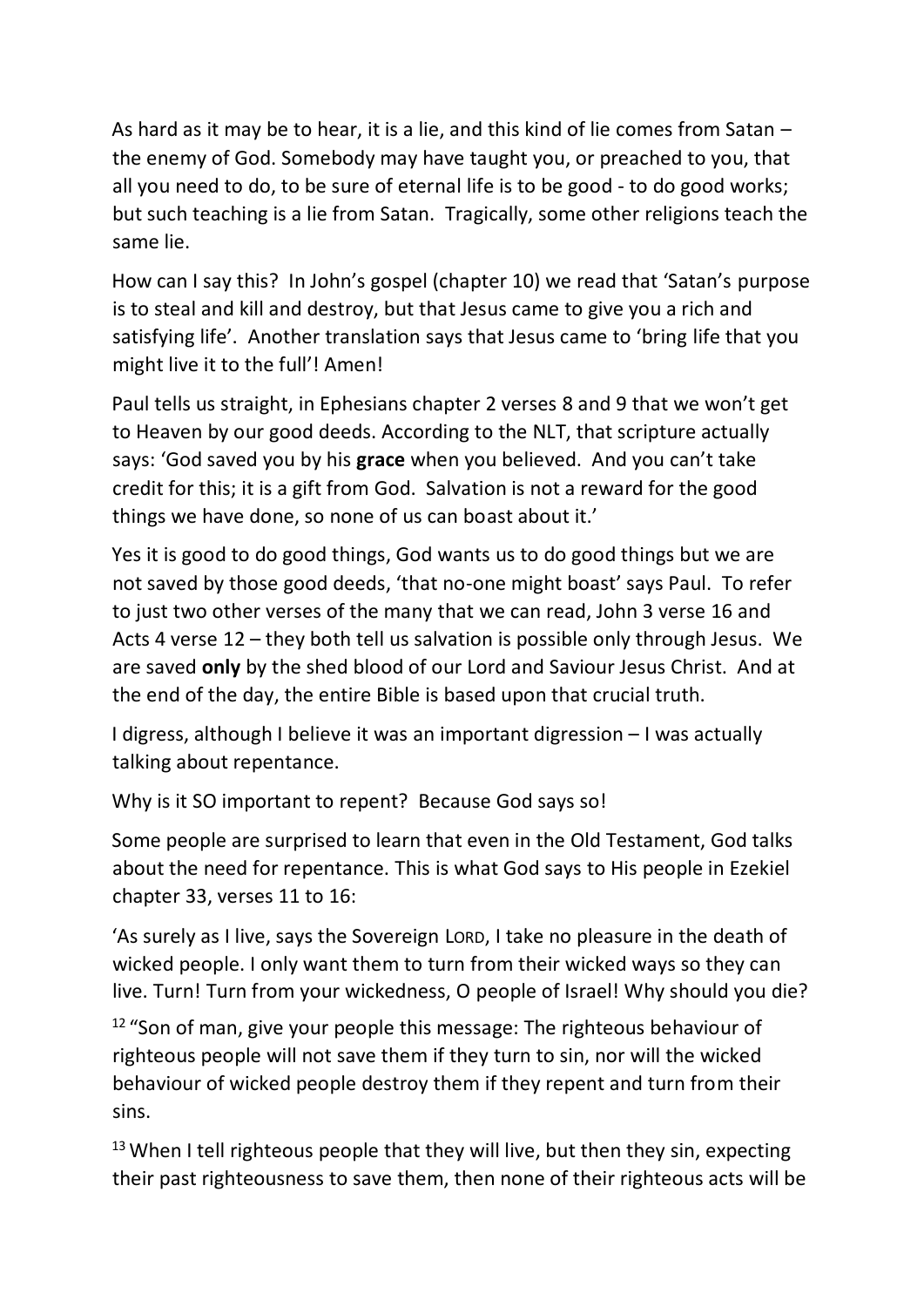As hard as it may be to hear, it is a lie, and this kind of lie comes from Satan – the enemy of God. Somebody may have taught you, or preached to you, that all you need to do, to be sure of eternal life is to be good - to do good works; but such teaching is a lie from Satan. Tragically, some other religions teach the same lie.

How can I say this? In John's gospel (chapter 10) we read that 'Satan's purpose is to steal and kill and destroy, but that Jesus came to give you a rich and satisfying life'. Another translation says that Jesus came to 'bring life that you might live it to the full'! Amen!

Paul tells us straight, in Ephesians chapter 2 verses 8 and 9 that we won't get to Heaven by our good deeds. According to the NLT, that scripture actually says: 'God saved you by his **grace** when you believed. And you can't take credit for this; it is a gift from God. Salvation is not a reward for the good things we have done, so none of us can boast about it.'

Yes it is good to do good things, God wants us to do good things but we are not saved by those good deeds, 'that no-one might boast' says Paul. To refer to just two other verses of the many that we can read, John 3 verse 16 and Acts 4 verse 12 – they both tell us salvation is possible only through Jesus. We are saved **only** by the shed blood of our Lord and Saviour Jesus Christ. And at the end of the day, the entire Bible is based upon that crucial truth.

I digress, although I believe it was an important digression – I was actually talking about repentance.

Why is it SO important to repent? Because God says so!

Some people are surprised to learn that even in the Old Testament, God talks about the need for repentance. This is what God says to His people in Ezekiel chapter 33, verses 11 to 16:

'As surely as I live, says the Sovereign LORD, I take no pleasure in the death of wicked people. I only want them to turn from their wicked ways so they can live. Turn! Turn from your wickedness, O people of Israel! Why should you die?

[12] "Son of man, give your people this message: The righteous behaviour of righteous people will not save them if they turn to sin, nor will the wicked behaviour of wicked people destroy them if they repent and turn from their sins.

[13] When I tell righteous people that they will live, but then they sin, expecting their past righteousness to save them, then none of their righteous acts will be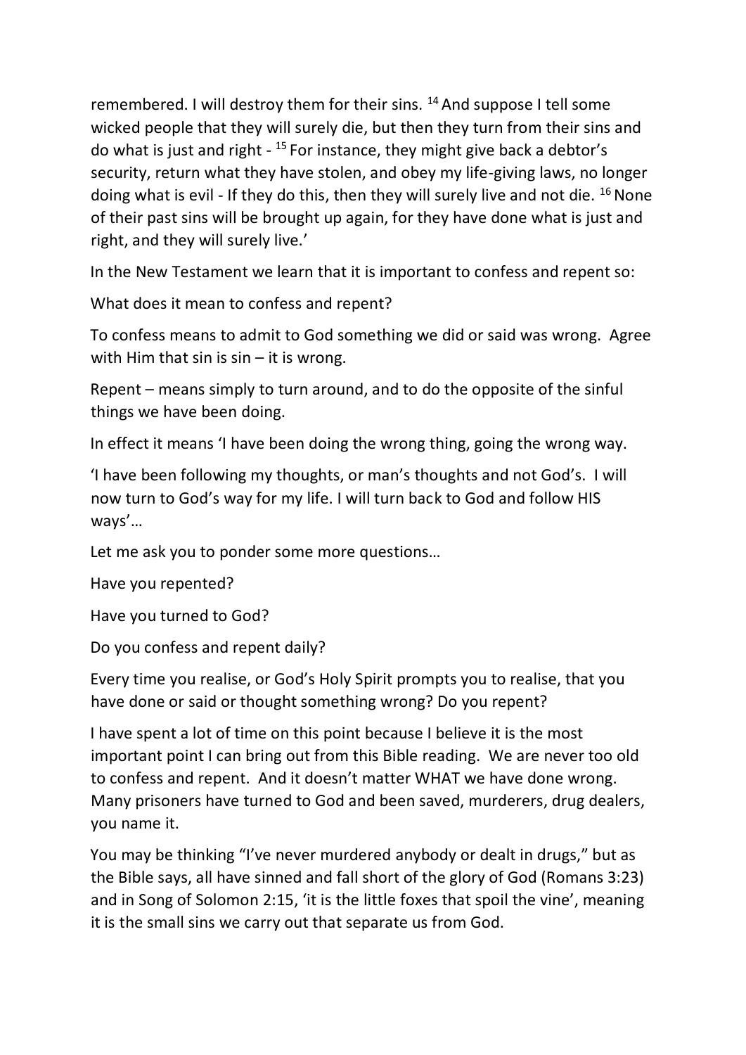remembered. I will destroy them for their sins. [14] And suppose I tell some wicked people that they will surely die, but then they turn from their sins and do what is just and right - [15] For instance, they might give back a debtor's security, return what they have stolen, and obey my life-giving laws, no longer doing what is evil - If they do this, then they will surely live and not die. [16] None of their past sins will be brought up again, for they have done what is just and right, and they will surely live.'

In the New Testament we learn that it is important to confess and repent so:

What does it mean to confess and repent?

To confess means to admit to God something we did or said was wrong. Agree with Him that sin is sin – it is wrong.

Repent – means simply to turn around, and to do the opposite of the sinful things we have been doing.

In effect it means 'I have been doing the wrong thing, going the wrong way.

'I have been following my thoughts, or man's thoughts and not God's. I will now turn to God's way for my life. I will turn back to God and follow HIS ways'…

Let me ask you to ponder some more questions…

Have you repented?

Have you turned to God?

Do you confess and repent daily?

Every time you realise, or God's Holy Spirit prompts you to realise, that you have done or said or thought something wrong? Do you repent?

I have spent a lot of time on this point because I believe it is the most important point I can bring out from this Bible reading. We are never too old to confess and repent. And it doesn't matter WHAT we have done wrong. Many prisoners have turned to God and been saved, murderers, drug dealers, you name it.

You may be thinking "I've never murdered anybody or dealt in drugs," but as the Bible says, all have sinned and fall short of the glory of God (Romans 3:23) and in Song of Solomon 2:15, 'it is the little foxes that spoil the vine', meaning it is the small sins we carry out that separate us from God.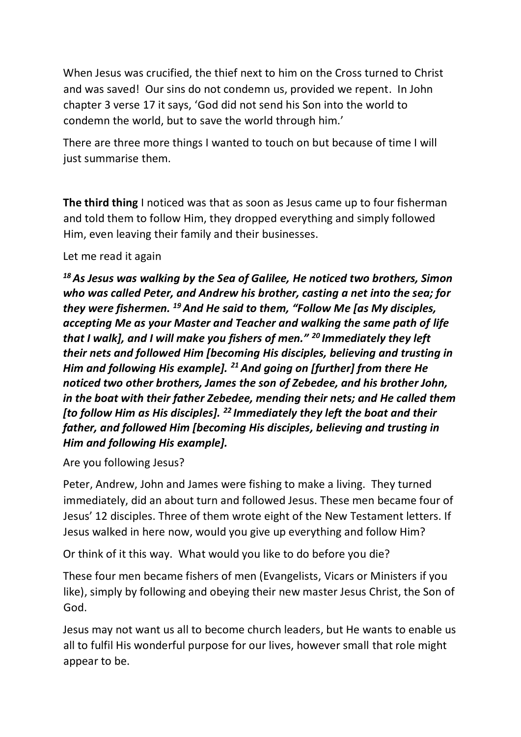When Jesus was crucified, the thief next to him on the Cross turned to Christ and was saved! Our sins do not condemn us, provided we repent. In John chapter 3 verse 17 it says, 'God did not send his Son into the world to condemn the world, but to save the world through him.'

There are three more things I wanted to touch on but because of time I will just summarise them.

**The third thing** I noticed was that as soon as Jesus came up to four fisherman and told them to follow Him, they dropped everything and simply followed Him, even leaving their family and their businesses.

Let me read it again

***[18] As Jesus was walking by the Sea of Galilee, He noticed two brothers, Simon who was called Peter, and Andrew his brother, casting a net into the sea; for they were fishermen. [19] And He said to them, "Follow Me [as My disciples, accepting Me as your Master and Teacher and walking the same path of life that I walk], and I will make you fishers of men." [20] Immediately they left their nets and followed Him [becoming His disciples, believing and trusting in Him and following His example]. [21] And going on [further] from there He noticed two other brothers, James the son of Zebedee, and his brother John, in the boat with their father Zebedee, mending their nets; and He called them [to follow Him as His disciples]. [22] Immediately they left the boat and their father, and followed Him [becoming His disciples, believing and trusting in Him and following His example].***

Are you following Jesus?

Peter, Andrew, John and James were fishing to make a living. They turned immediately, did an about turn and followed Jesus. These men became four of Jesus' 12 disciples. Three of them wrote eight of the New Testament letters. If Jesus walked in here now, would you give up everything and follow Him?

Or think of it this way. What would you like to do before you die?

These four men became fishers of men (Evangelists, Vicars or Ministers if you like), simply by following and obeying their new master Jesus Christ, the Son of God.

Jesus may not want us all to become church leaders, but He wants to enable us all to fulfil His wonderful purpose for our lives, however small that role might appear to be.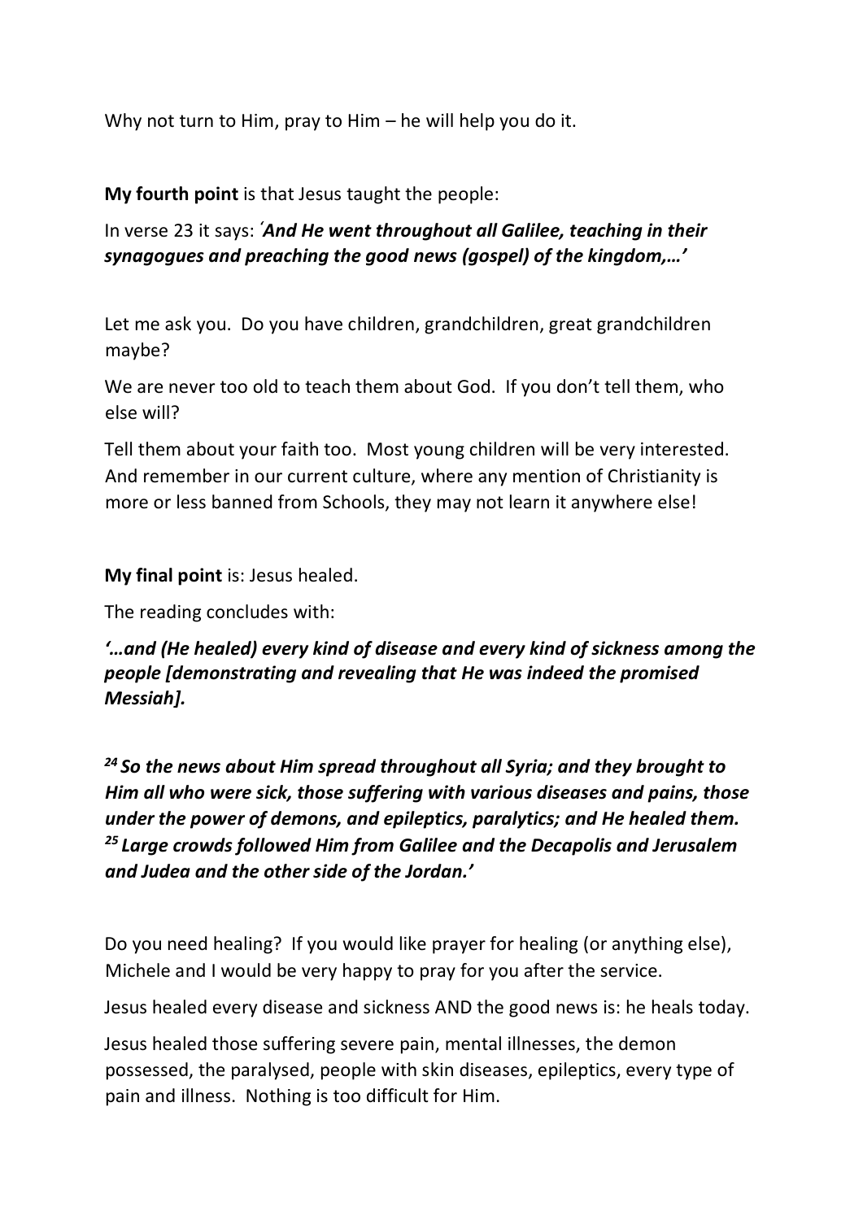Why not turn to Him, pray to Him – he will help you do it.

**My fourth point** is that Jesus taught the people:

In verse 23 it says: *'**And He went throughout all Galilee, teaching in their synagogues and preaching the good news (gospel) of the kingdom,…'***

Let me ask you. Do you have children, grandchildren, great grandchildren maybe?

We are never too old to teach them about God. If you don't tell them, who else will?

Tell them about your faith too. Most young children will be very interested. And remember in our current culture, where any mention of Christianity is more or less banned from Schools, they may not learn it anywhere else!

**My final point** is: Jesus healed.

The reading concludes with:

***'…and (He healed) every kind of disease and every kind of sickness among the people [demonstrating and revealing that He was indeed the promised Messiah].***

***24 So the news about Him spread throughout all Syria; and they brought to Him all who were sick, those suffering with various diseases and pains, those under the power of demons, and epileptics, paralytics; and He healed them. 25 Large crowds followed Him from Galilee and the Decapolis and Jerusalem and Judea and the other side of the Jordan.'***

Do you need healing? If you would like prayer for healing (or anything else), Michele and I would be very happy to pray for you after the service.

Jesus healed every disease and sickness AND the good news is: he heals today.

Jesus healed those suffering severe pain, mental illnesses, the demon possessed, the paralysed, people with skin diseases, epileptics, every type of pain and illness. Nothing is too difficult for Him.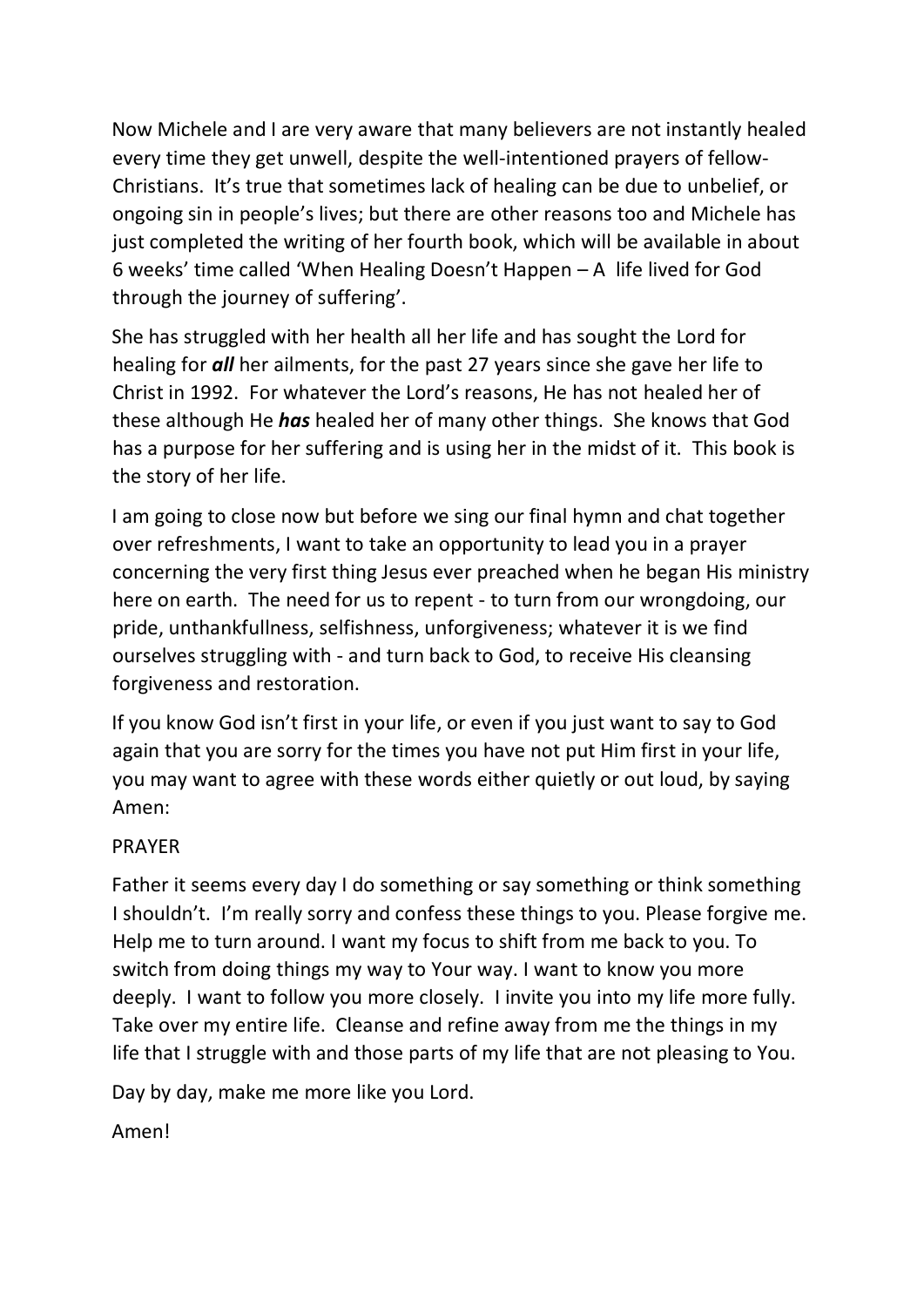Now Michele and I are very aware that many believers are not instantly healed every time they get unwell, despite the well-intentioned prayers of fellow-Christians. It's true that sometimes lack of healing can be due to unbelief, or ongoing sin in people's lives; but there are other reasons too and Michele has just completed the writing of her fourth book, which will be available in about 6 weeks' time called 'When Healing Doesn't Happen – A life lived for God through the journey of suffering'.

She has struggled with her health all her life and has sought the Lord for healing for ***all*** her ailments, for the past 27 years since she gave her life to Christ in 1992. For whatever the Lord's reasons, He has not healed her of these although He ***has*** healed her of many other things. She knows that God has a purpose for her suffering and is using her in the midst of it. This book is the story of her life.

I am going to close now but before we sing our final hymn and chat together over refreshments, I want to take an opportunity to lead you in a prayer concerning the very first thing Jesus ever preached when he began His ministry here on earth. The need for us to repent - to turn from our wrongdoing, our pride, unthankfullness, selfishness, unforgiveness; whatever it is we find ourselves struggling with - and turn back to God, to receive His cleansing forgiveness and restoration.

If you know God isn't first in your life, or even if you just want to say to God again that you are sorry for the times you have not put Him first in your life, you may want to agree with these words either quietly or out loud, by saying Amen:

PRAYER

Father it seems every day I do something or say something or think something I shouldn't. I'm really sorry and confess these things to you. Please forgive me. Help me to turn around. I want my focus to shift from me back to you. To switch from doing things my way to Your way. I want to know you more deeply. I want to follow you more closely. I invite you into my life more fully. Take over my entire life. Cleanse and refine away from me the things in my life that I struggle with and those parts of my life that are not pleasing to You.

Day by day, make me more like you Lord.

Amen!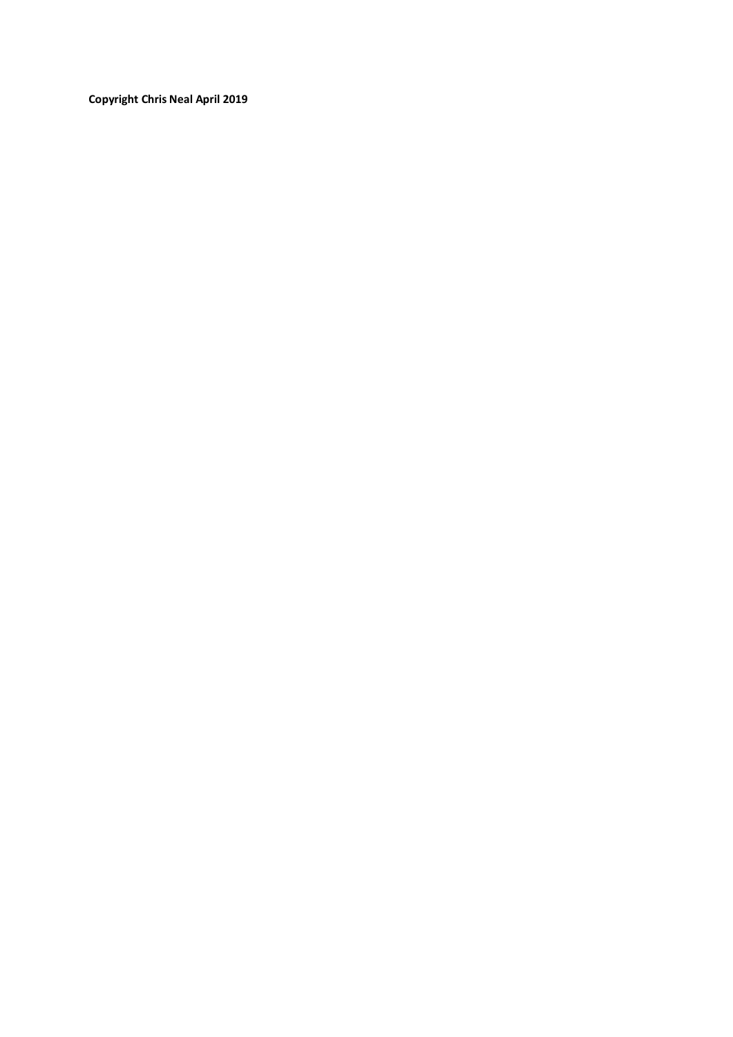**Copyright Chris Neal April 2019**